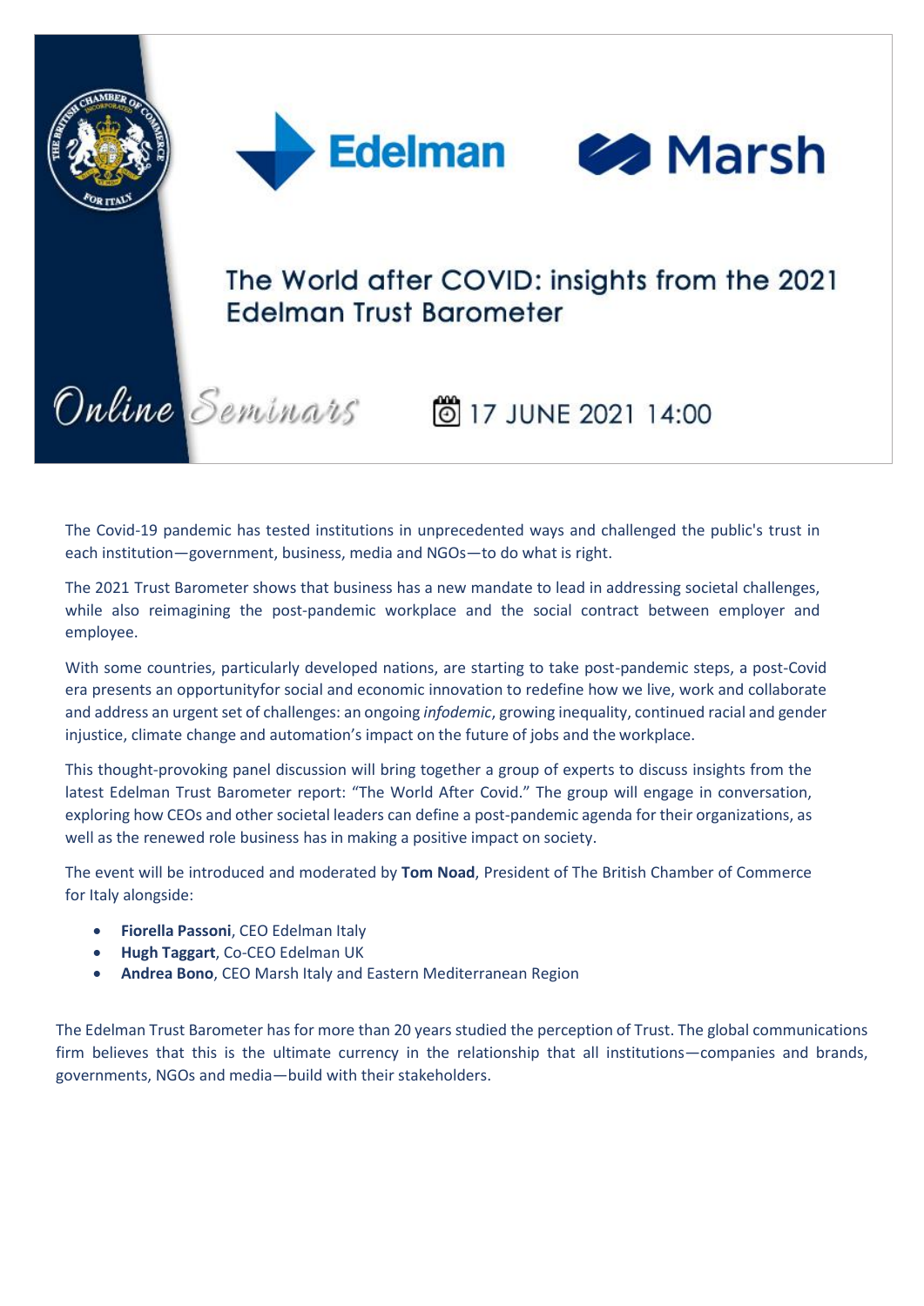Edelman Marsh

# The World after COVID: insights from the 2021 Edelman Trust Barometer

Online Seminars

17 JUNE 2021 14:00

The Covid-19 pandemic has tested institutions in unprecedented ways and challenged the public's trust in each institution—government, business, media and NGOs—to do what is right.

The 2021 Trust Barometer shows that business has a new mandate to lead in addressing societal challenges, while also reimagining the post-pandemic workplace and the social contract between employer and employee.

With some countries, particularly developed nations, are starting to take post-pandemic steps, a post-Covid era presents an opportunityfor social and economic innovation to redefine how we live, work and collaborate and address an urgent set of challenges: an ongoing *infodemic*, growing inequality, continued racial and gender injustice, climate change and automation's impact on the future of jobs and the workplace.

This thought-provoking panel discussion will bring together a group of experts to discuss insights from the latest Edelman Trust Barometer report: "The World After Covid." The group will engage in conversation, exploring how CEOs and other societal leaders can define a post-pandemic agenda for their organizations, as well as the renewed role business has in making a positive impact on society.

The event will be introduced and moderated by **Tom Noad**, President of The British Chamber of Commerce for Italy alongside:

- **Fiorella Passoni**, CEO Edelman Italy
- **Hugh Taggart**, Co-CEO Edelman UK
- **Andrea Bono**, CEO Marsh Italy and Eastern Mediterranean Region

The Edelman Trust Barometer has for more than 20 years studied the perception of Trust. The global communications firm believes that this is the ultimate currency in the relationship that all institutions—companies and brands, governments, NGOs and media—build with their stakeholders.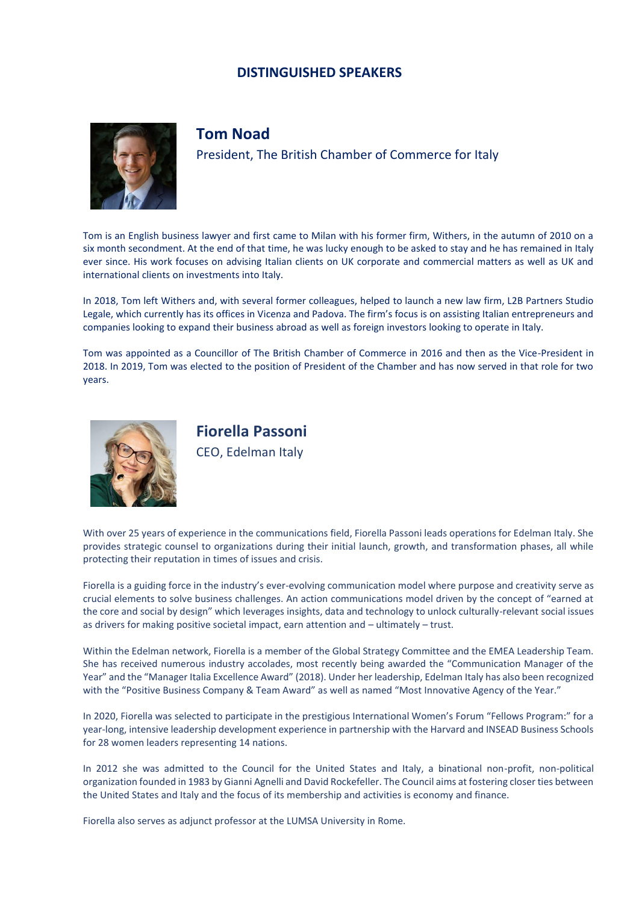## DISTINGUISHED SPEAKERS

### Tom Noad

President, The British Chamber of Commerce for Italy

Tom is an English business lawyer and first came to Milan with his former firm, Withers, in the autumn of 2010 on a six month secondment. At the end of that time, he was lucky enough to be asked to stay and he has remained in Italy ever since. His work focuses on advising Italian clients on UK corporate and commercial matters as well as UK and international clients on investments into Italy.

In 2018, Tom left Withers and, with several former colleagues, helped to launch a new law firm, L2B Partners Studio Legale, which currently has its offices in Vicenza and Padova. The firm's focus is on assisting Italian entrepreneurs and companies looking to expand their business abroad as well as foreign investors looking to operate in Italy.

Tom was appointed as a Councillor of The British Chamber of Commerce in 2016 and then as the Vice-President in 2018. In 2019, Tom was elected to the position of President of the Chamber and has now served in that role for two years.

### Fiorella Passoni

CEO, Edelman Italy

With over 25 years of experience in the communications field, Fiorella Passoni leads operations for Edelman Italy. She provides strategic counsel to organizations during their initial launch, growth, and transformation phases, all while protecting their reputation in times of issues and crisis.

Fiorella is a guiding force in the industry's ever-evolving communication model where purpose and creativity serve as crucial elements to solve business challenges. An action communications model driven by the concept of "earned at the core and social by design" which leverages insights, data and technology to unlock culturally-relevant social issues as drivers for making positive societal impact, earn attention and – ultimately – trust.

Within the Edelman network, Fiorella is a member of the Global Strategy Committee and the EMEA Leadership Team. She has received numerous industry accolades, most recently being awarded the "Communication Manager of the Year" and the "Manager Italia Excellence Award" (2018). Under her leadership, Edelman Italy has also been recognized with the "Positive Business Company & Team Award" as well as named "Most Innovative Agency of the Year."

In 2020, Fiorella was selected to participate in the prestigious International Women's Forum "Fellows Program:" for a year-long, intensive leadership development experience in partnership with the Harvard and INSEAD Business Schools for 28 women leaders representing 14 nations.

In 2012 she was admitted to the Council for the United States and Italy, a binational non-profit, non-political organization founded in 1983 by Gianni Agnelli and David Rockefeller. The Council aims at fostering closer ties between the United States and Italy and the focus of its membership and activities is economy and finance.

Fiorella also serves as adjunct professor at the LUMSA University in Rome.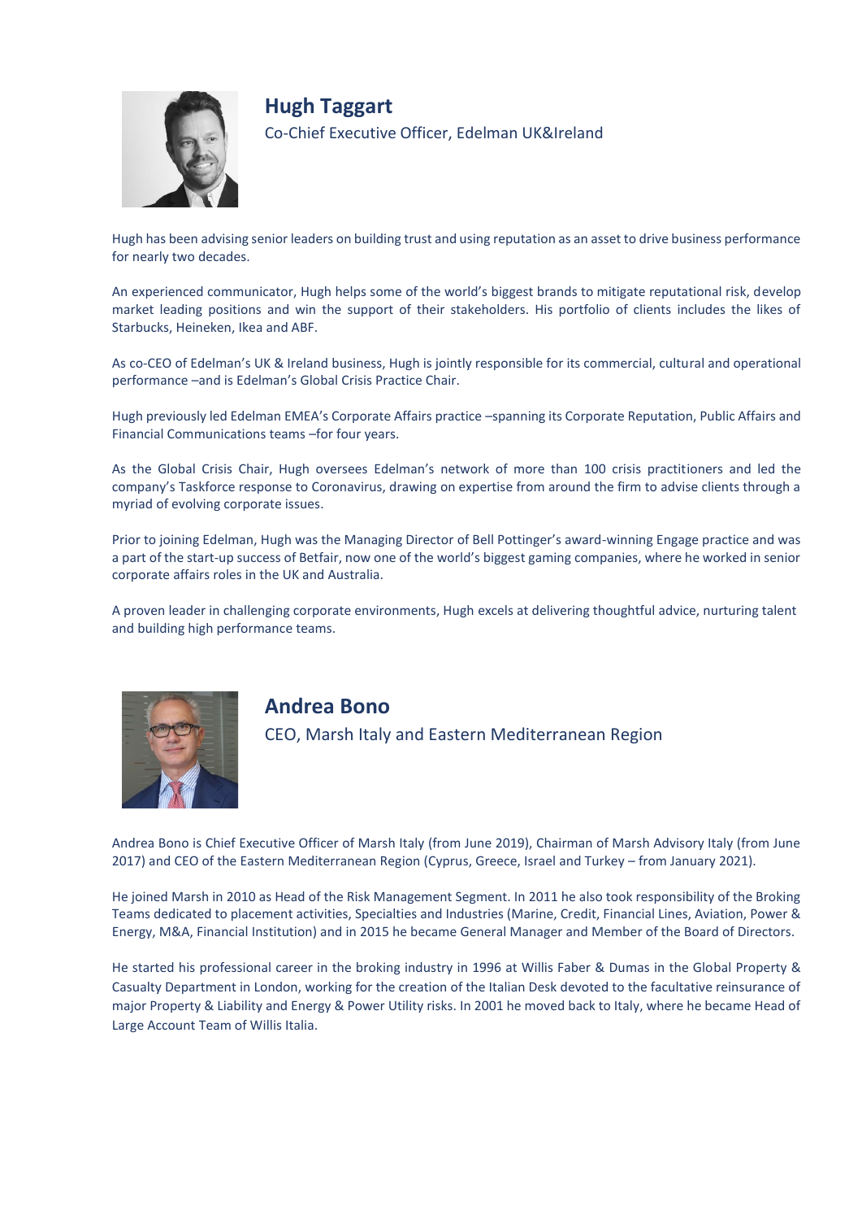## Hugh Taggart

Co-Chief Executive Officer, Edelman UK&Ireland

Hugh has been advising senior leaders on building trust and using reputation as an asset to drive business performance for nearly two decades.

An experienced communicator, Hugh helps some of the world's biggest brands to mitigate reputational risk, develop market leading positions and win the support of their stakeholders. His portfolio of clients includes the likes of Starbucks, Heineken, Ikea and ABF.

As co-CEO of Edelman's UK & Ireland business, Hugh is jointly responsible for its commercial, cultural and operational performance –and is Edelman's Global Crisis Practice Chair.

Hugh previously led Edelman EMEA's Corporate Affairs practice –spanning its Corporate Reputation, Public Affairs and Financial Communications teams –for four years.

As the Global Crisis Chair, Hugh oversees Edelman's network of more than 100 crisis practitioners and led the company's Taskforce response to Coronavirus, drawing on expertise from around the firm to advise clients through a myriad of evolving corporate issues.

Prior to joining Edelman, Hugh was the Managing Director of Bell Pottinger's award-winning Engage practice and was a part of the start-up success of Betfair, now one of the world's biggest gaming companies, where he worked in senior corporate affairs roles in the UK and Australia.

A proven leader in challenging corporate environments, Hugh excels at delivering thoughtful advice, nurturing talent and building high performance teams.

## Andrea Bono

CEO, Marsh Italy and Eastern Mediterranean Region

Andrea Bono is Chief Executive Officer of Marsh Italy (from June 2019), Chairman of Marsh Advisory Italy (from June 2017) and CEO of the Eastern Mediterranean Region (Cyprus, Greece, Israel and Turkey – from January 2021).

He joined Marsh in 2010 as Head of the Risk Management Segment. In 2011 he also took responsibility of the Broking Teams dedicated to placement activities, Specialties and Industries (Marine, Credit, Financial Lines, Aviation, Power & Energy, M&A, Financial Institution) and in 2015 he became General Manager and Member of the Board of Directors.

He started his professional career in the broking industry in 1996 at Willis Faber & Dumas in the Global Property & Casualty Department in London, working for the creation of the Italian Desk devoted to the facultative reinsurance of major Property & Liability and Energy & Power Utility risks. In 2001 he moved back to Italy, where he became Head of Large Account Team of Willis Italia.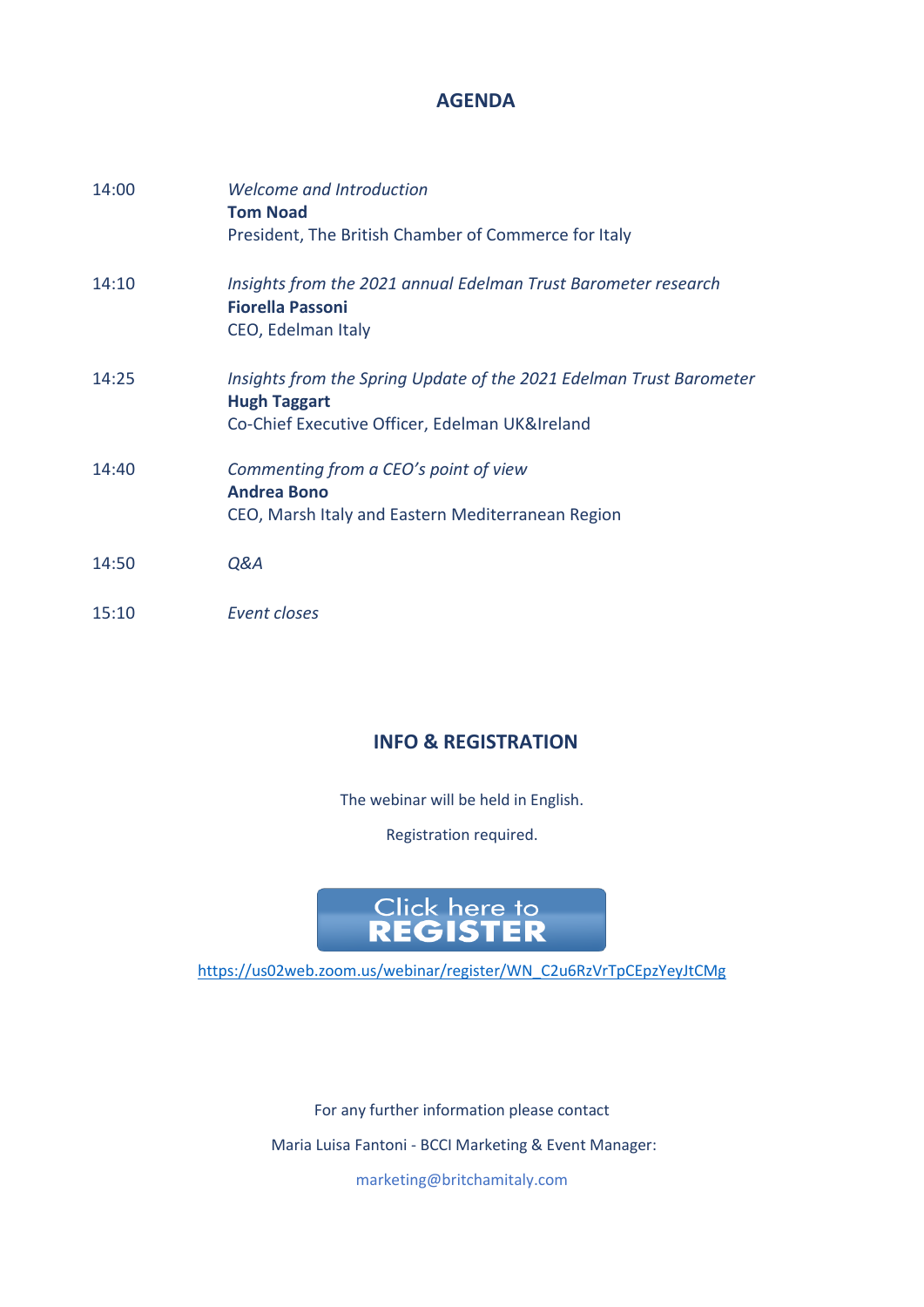## AGENDA

14:00 *Welcome and Introduction*
**Tom Noad**
President, The British Chamber of Commerce for Italy

14:10 *Insights from the 2021 annual Edelman Trust Barometer research*
**Fiorella Passoni**
CEO, Edelman Italy

14:25 *Insights from the Spring Update of the 2021 Edelman Trust Barometer*
**Hugh Taggart**
Co-Chief Executive Officer, Edelman UK&Ireland

14:40 *Commenting from a CEO's point of view*
**Andrea Bono**
CEO, Marsh Italy and Eastern Mediterranean Region

14:50 *Q&A*

15:10 *Event closes*

## INFO & REGISTRATION

The webinar will be held in English.

Registration required.

Click here to REGISTER

https://us02web.zoom.us/webinar/register/WN_C2u6RzVrTpCEpzYeyJtCMg

For any further information please contact

Maria Luisa Fantoni - BCCI Marketing & Event Manager:

marketing@britchamitaly.com